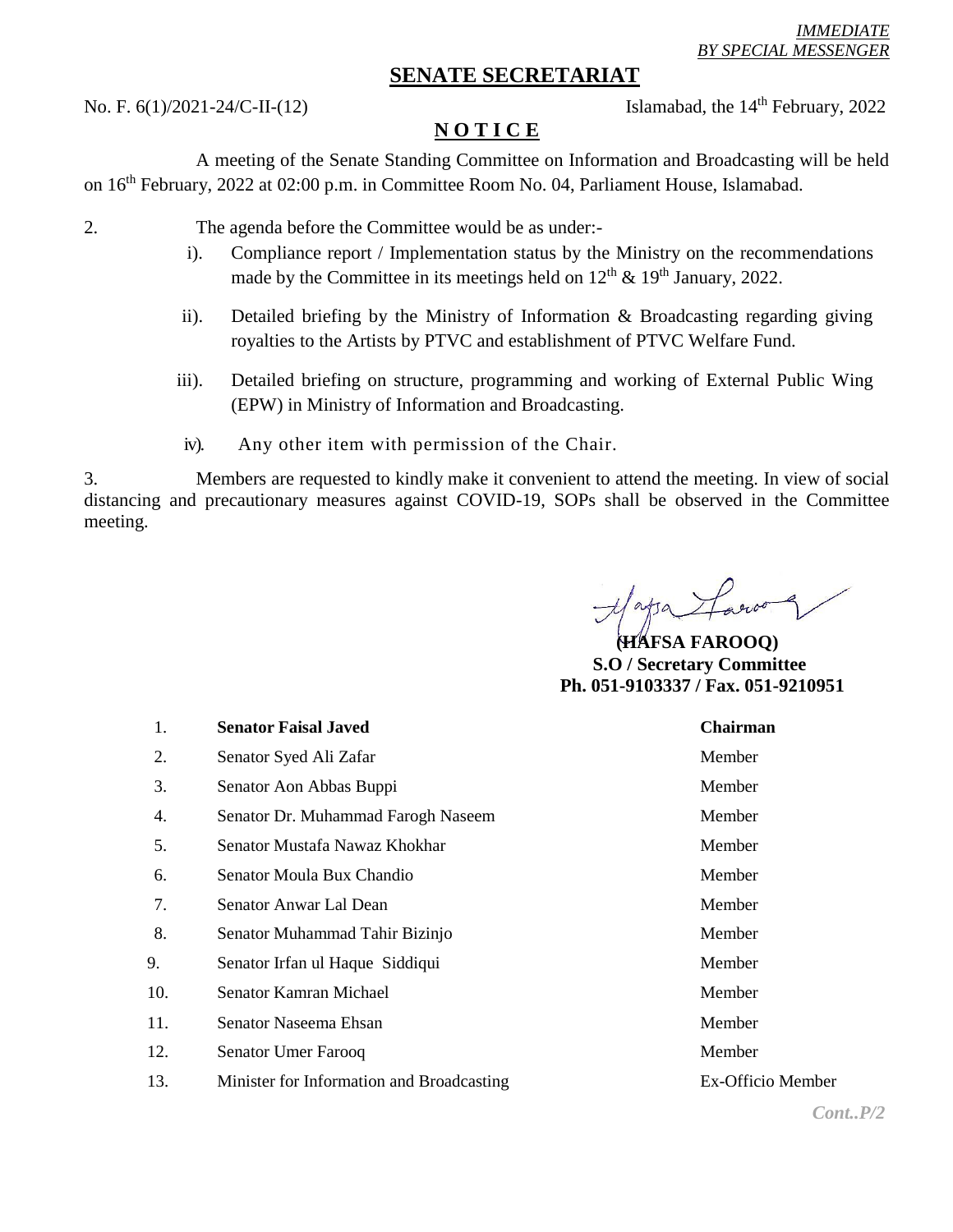*IMMEDIATE*
*BY SPECIAL MESSENGER*

# SENATE SECRETARIAT

No. F. 6(1)/2021-24/C-II-(12) Islamabad, the 14th February, 2022

## N O T I C E

A meeting of the Senate Standing Committee on Information and Broadcasting will be held on 16th February, 2022 at 02:00 p.m. in Committee Room No. 04, Parliament House, Islamabad.

2. The agenda before the Committee would be as under:-

i). Compliance report / Implementation status by the Ministry on the recommendations made by the Committee in its meetings held on 12th & 19th January, 2022.

ii). Detailed briefing by the Ministry of Information & Broadcasting regarding giving royalties to the Artists by PTVC and establishment of PTVC Welfare Fund.

iii). Detailed briefing on structure, programming and working of External Public Wing (EPW) in Ministry of Information and Broadcasting.

iv). Any other item with permission of the Chair.

3. Members are requested to kindly make it convenient to attend the meeting. In view of social distancing and precautionary measures against COVID-19, SOPs shall be observed in the Committee meeting.

**(HAFSA FAROOQ)**
**S.O / Secretary Committee**
**Ph. 051-9103337 / Fax. 051-9210951**

| | | |
|---|---|---|
| 1. | **Senator Faisal Javed** | **Chairman** |
| 2. | Senator Syed Ali Zafar | Member |
| 3. | Senator Aon Abbas Buppi | Member |
| 4. | Senator Dr. Muhammad Farogh Naseem | Member |
| 5. | Senator Mustafa Nawaz Khokhar | Member |
| 6. | Senator Moula Bux Chandio | Member |
| 7. | Senator Anwar Lal Dean | Member |
| 8. | Senator Muhammad Tahir Bizinjo | Member |
| 9. | Senator Irfan ul Haque Siddiqui | Member |
| 10. | Senator Kamran Michael | Member |
| 11. | Senator Naseema Ehsan | Member |
| 12. | Senator Umer Farooq | Member |
| 13. | Minister for Information and Broadcasting | Ex-Officio Member |

*Cont..P/2*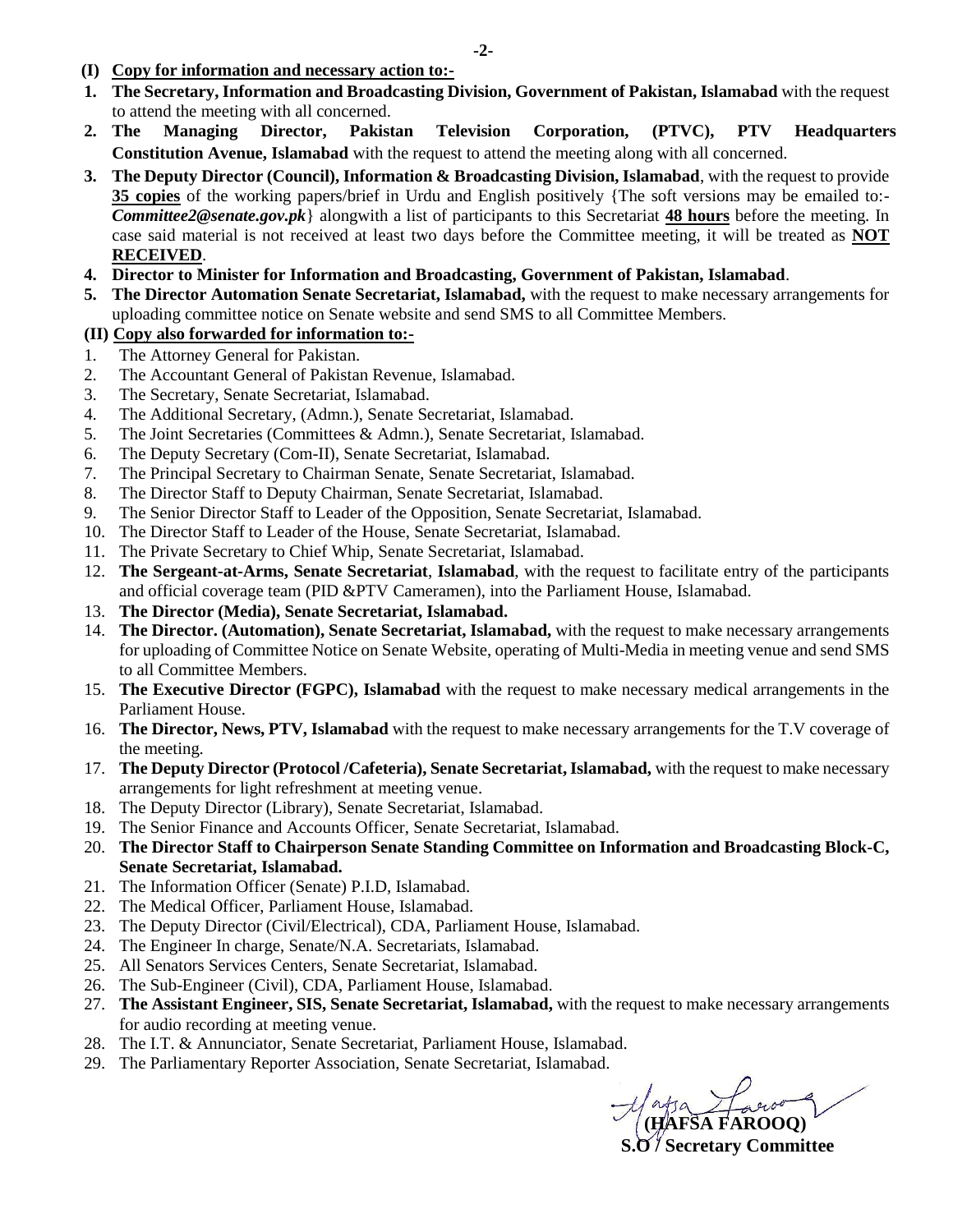**(I) Copy for information and necessary action to:-**

1. **The Secretary, Information and Broadcasting Division, Government of Pakistan, Islamabad** with the request to attend the meeting with all concerned.
2. **The Managing Director, Pakistan Television Corporation, (PTVC), PTV Headquarters Constitution Avenue, Islamabad** with the request to attend the meeting along with all concerned.
3. **The Deputy Director (Council), Information & Broadcasting Division, Islamabad**, with the request to provide **35 copies** of the working papers/brief in Urdu and English positively {The soft versions may be emailed to:- ***Committee2@senate.gov.pk***} alongwith a list of participants to this Secretariat **48 hours** before the meeting. In case said material is not received at least two days before the Committee meeting, it will be treated as **NOT RECEIVED**.
4. **Director to Minister for Information and Broadcasting, Government of Pakistan, Islamabad**.
5. **The Director Automation Senate Secretariat, Islamabad,** with the request to make necessary arrangements for uploading committee notice on Senate website and send SMS to all Committee Members.

**(II) Copy also forwarded for information to:-**

1. The Attorney General for Pakistan.
2. The Accountant General of Pakistan Revenue, Islamabad.
3. The Secretary, Senate Secretariat, Islamabad.
4. The Additional Secretary, (Admn.), Senate Secretariat, Islamabad.
5. The Joint Secretaries (Committees & Admn.), Senate Secretariat, Islamabad.
6. The Deputy Secretary (Com-II), Senate Secretariat, Islamabad.
7. The Principal Secretary to Chairman Senate, Senate Secretariat, Islamabad.
8. The Director Staff to Deputy Chairman, Senate Secretariat, Islamabad.
9. The Senior Director Staff to Leader of the Opposition, Senate Secretariat, Islamabad.
10. The Director Staff to Leader of the House, Senate Secretariat, Islamabad.
11. The Private Secretary to Chief Whip, Senate Secretariat, Islamabad.
12. **The Sergeant-at-Arms, Senate Secretariat**, **Islamabad**, with the request to facilitate entry of the participants and official coverage team (PID &PTV Cameramen), into the Parliament House, Islamabad.
13. **The Director (Media), Senate Secretariat, Islamabad.**
14. **The Director. (Automation), Senate Secretariat, Islamabad,** with the request to make necessary arrangements for uploading of Committee Notice on Senate Website, operating of Multi-Media in meeting venue and send SMS to all Committee Members.
15. **The Executive Director (FGPC), Islamabad** with the request to make necessary medical arrangements in the Parliament House.
16. **The Director, News, PTV, Islamabad** with the request to make necessary arrangements for the T.V coverage of the meeting.
17. **The Deputy Director (Protocol /Cafeteria), Senate Secretariat, Islamabad,** with the request to make necessary arrangements for light refreshment at meeting venue.
18. The Deputy Director (Library), Senate Secretariat, Islamabad.
19. The Senior Finance and Accounts Officer, Senate Secretariat, Islamabad.
20. **The Director Staff to Chairperson Senate Standing Committee on Information and Broadcasting Block-C, Senate Secretariat, Islamabad.**
21. The Information Officer (Senate) P.I.D, Islamabad.
22. The Medical Officer, Parliament House, Islamabad.
23. The Deputy Director (Civil/Electrical), CDA, Parliament House, Islamabad.
24. The Engineer In charge, Senate/N.A. Secretariats, Islamabad.
25. All Senators Services Centers, Senate Secretariat, Islamabad.
26. The Sub-Engineer (Civil), CDA, Parliament House, Islamabad.
27. **The Assistant Engineer, SIS, Senate Secretariat, Islamabad,** with the request to make necessary arrangements for audio recording at meeting venue.
28. The I.T. & Annunciator, Senate Secretariat, Parliament House, Islamabad.
29. The Parliamentary Reporter Association, Senate Secretariat, Islamabad.

**(HAFSA FAROOQ)**
**S.O / Secretary Committee**